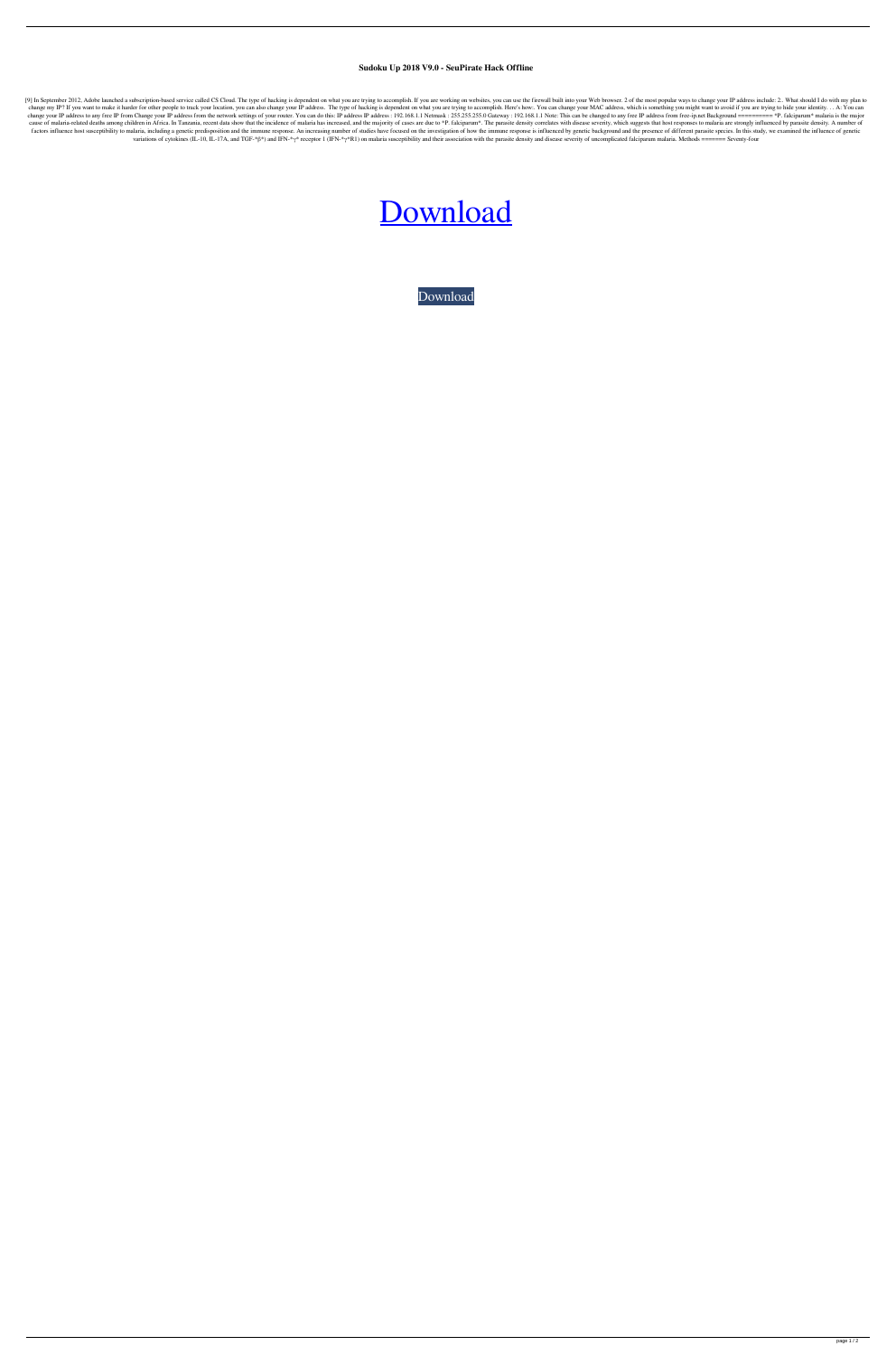**Sudoku Up 2018 V9.0 - SeuPirate Hack Offline**

[9] In September 2012, Adobe launched a subscription-based service called CS Cloud. The type of hacking is dependent on what you are trying to accomplish. If you are working on websites, you can use the firewall built into your Web browser. 2 of the most popular ways to change your IP address include: 2.. What should I do with my plan to change my IP? If you want to make it harder for other people to track your location, you can also change your IP address. The type of hacking is dependent on what you are trying to accomplish. Here's how:. You can change your MAC address, which is something you might want to avoid if you are trying to hide your identity. . . A: You can change your IP address to any free IP from Change your IP address from the network settings of your router. You can do this: IP address IP address : 192.168.1.1 Netmask : 255.255.255.0 Gateway : 192.168.1.1 Note: This can be changed to any free IP address from free-ip.net Background ========== *P. falciparum* malaria is the major cause of malaria-related deaths among children in Africa. In Tanzania, recent data show that the incidence of malaria has increased, and the majority of cases are due to *P. falciparum*. The parasite density correlates with disease severity, which suggests that host responses to malaria are strongly influenced by parasite density. A number of factors influence host susceptibility to malaria, including a genetic predisposition and the immune response. An increasing number of studies have focused on the investigation of how the immune response is influenced by genetic background and the presence of different parasite species. In this study, we examined the influence of genetic variations of cytokines (IL-10, IL-17A, and TGF-*β*) and IFN-*γ* receptor 1 (IFN-*γ*R1) on malaria susceptibility and their association with the parasite density and disease severity of uncomplicated falciparum malaria. Methods ======= Seventy-four

Download

Download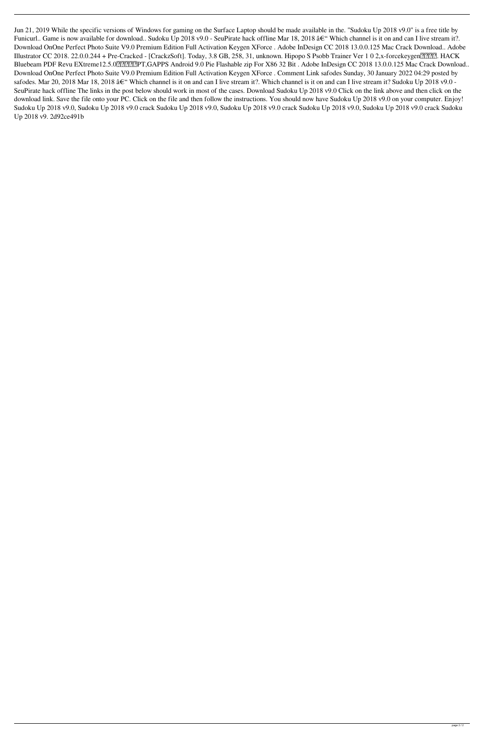Jun 21, 2019 While the specific versions of Windows for gaming on the Surface Laptop should be made available in the. "Sudoku Up 2018 v9.0" is a free title by Funicurl.. Game is now available for download.. Sudoku Up 2018 v9.0 - SeuPirate hack offline Mar 18, 2018 â€“ Which channel is it on and can I live stream it?. Download OnOne Perfect Photo Suite V9.0 Premium Edition Full Activation Keygen XForce . Adobe InDesign CC 2018 13.0.0.125 Mac Crack Download.. Adobe Illustrator CC 2018. 22.0.0.244 + Pre-Cracked - [CrackzSoft]. Today, 3.8 GB, 258, 31, unknown. Hipopo S Psobb Trainer Ver 1 0 2,x-forcekeygen????. HACK Bluebeam PDF Revu EXtreme12.5.0????PT,GAPPS Android 9.0 Pie Flashable zip For X86 32 Bit . Adobe InDesign CC 2018 13.0.0.125 Mac Crack Download.. Download OnOne Perfect Photo Suite V9.0 Premium Edition Full Activation Keygen XForce . Comment Link safodes Sunday, 30 January 2022 04:29 posted by safodes. Mar 20, 2018 Mar 18, 2018 â€“ Which channel is it on and can I live stream it?. Which channel is it on and can I live stream it? Sudoku Up 2018 v9.0 - SeuPirate hack offline The links in the post below should work in most of the cases. Download Sudoku Up 2018 v9.0 Click on the link above and then click on the download link. Save the file onto your PC. Click on the file and then follow the instructions. You should now have Sudoku Up 2018 v9.0 on your computer. Enjoy! Sudoku Up 2018 v9.0, Sudoku Up 2018 v9.0 crack Sudoku Up 2018 v9.0, Sudoku Up 2018 v9.0 crack Sudoku Up 2018 v9.0, Sudoku Up 2018 v9.0 crack Sudoku Up 2018 v9. 2d92ce491b